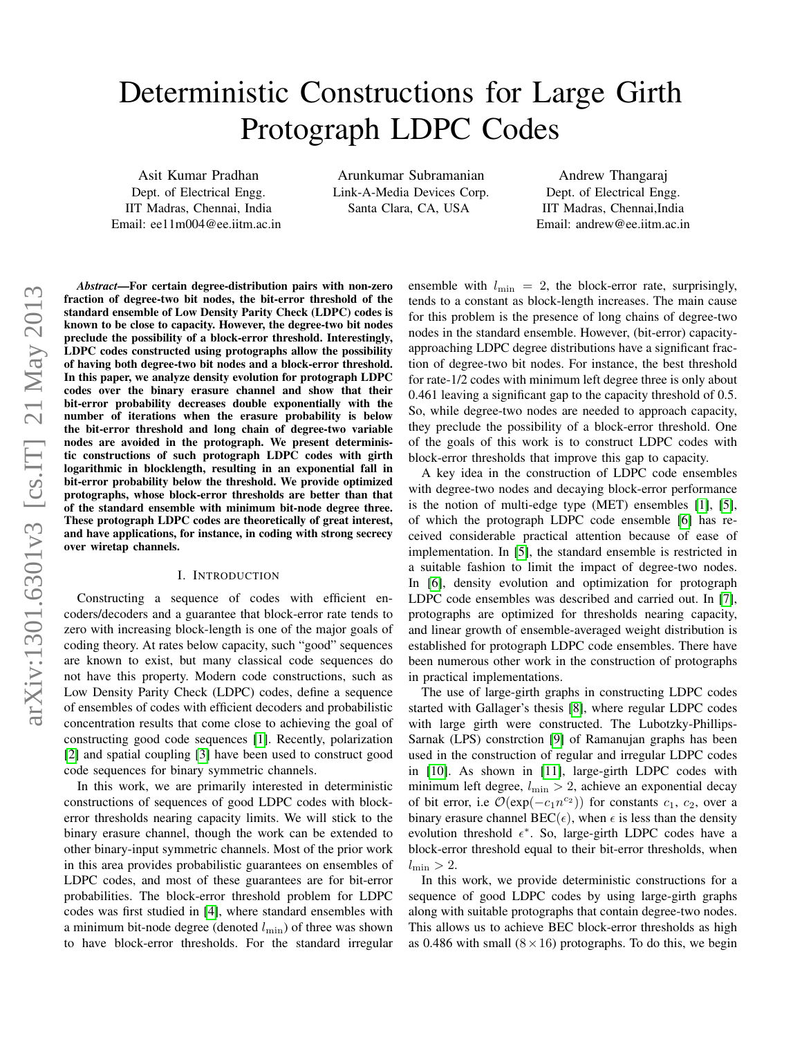# Deterministic Constructions for Large Girth Protograph LDPC Codes

Asit Kumar Pradhan
Dept. of Electrical Engg.
IIT Madras, Chennai, India
Email: ee11m004@ee.iitm.ac.in

Arunkumar Subramanian
Link-A-Media Devices Corp.
Santa Clara, CA, USA

Andrew Thangaraj
Dept. of Electrical Engg.
IIT Madras, Chennai,India
Email: andrew@ee.iitm.ac.in

***Abstract*—For certain degree-distribution pairs with non-zero fraction of degree-two bit nodes, the bit-error threshold of the standard ensemble of Low Density Parity Check (LDPC) codes is known to be close to capacity. However, the degree-two bit nodes preclude the possibility of a block-error threshold. Interestingly, LDPC codes constructed using protographs allow the possibility of having both degree-two bit nodes and a block-error threshold. In this paper, we analyze density evolution for protograph LDPC codes over the binary erasure channel and show that their bit-error probability decreases double exponentially with the number of iterations when the erasure probability is below the bit-error threshold and long chain of degree-two variable nodes are avoided in the protograph. We present deterministic constructions of such protograph LDPC codes with girth logarithmic in blocklength, resulting in an exponential fall in bit-error probability below the threshold. We provide optimized protographs, whose block-error thresholds are better than that of the standard ensemble with minimum bit-node degree three. These protograph LDPC codes are theoretically of great interest, and have applications, for instance, in coding with strong secrecy over wiretap channels.**

## I. Introduction

Constructing a sequence of codes with efficient encoders/decoders and a guarantee that block-error rate tends to zero with increasing block-length is one of the major goals of coding theory. At rates below capacity, such "good" sequences are known to exist, but many classical code sequences do not have this property. Modern code constructions, such as Low Density Parity Check (LDPC) codes, define a sequence of ensembles of codes with efficient decoders and probabilistic concentration results that come close to achieving the goal of constructing good code sequences [1]. Recently, polarization [2] and spatial coupling [3] have been used to construct good code sequences for binary symmetric channels.

In this work, we are primarily interested in deterministic constructions of sequences of good LDPC codes with block-error thresholds nearing capacity limits. We will stick to the binary erasure channel, though the work can be extended to other binary-input symmetric channels. Most of the prior work in this area provides probabilistic guarantees on ensembles of LDPC codes, and most of these guarantees are for bit-error probabilities. The block-error threshold problem for LDPC codes was first studied in [4], where standard ensembles with a minimum bit-node degree (denoted $l_{\min}$) of three was shown to have block-error thresholds. For the standard irregular ensemble with $l_{\min} = 2$, the block-error rate, surprisingly, tends to a constant as block-length increases. The main cause for this problem is the presence of long chains of degree-two nodes in the standard ensemble. However, (bit-error) capacity-approaching LDPC degree distributions have a significant fraction of degree-two bit nodes. For instance, the best threshold for rate-1/2 codes with minimum left degree three is only about 0.461 leaving a significant gap to the capacity threshold of 0.5. So, while degree-two nodes are needed to approach capacity, they preclude the possibility of a block-error threshold. One of the goals of this work is to construct LDPC codes with block-error thresholds that improve this gap to capacity.

A key idea in the construction of LDPC code ensembles with degree-two nodes and decaying block-error performance is the notion of multi-edge type (MET) ensembles [1], [5], of which the protograph LDPC code ensemble [6] has received considerable practical attention because of ease of implementation. In [5], the standard ensemble is restricted in a suitable fashion to limit the impact of degree-two nodes. In [6], density evolution and optimization for protograph LDPC code ensembles was described and carried out. In [7], protographs are optimized for thresholds nearing capacity, and linear growth of ensemble-averaged weight distribution is established for protograph LDPC code ensembles. There have been numerous other work in the construction of protographs in practical implementations.

The use of large-girth graphs in constructing LDPC codes started with Gallager's thesis [8], where regular LDPC codes with large girth were constructed. The Lubotzky-Phillips-Sarnak (LPS) constrction [9] of Ramanujan graphs has been used in the construction of regular and irregular LDPC codes in [10]. As shown in [11], large-girth LDPC codes with minimum left degree, $l_{\min} > 2$, achieve an exponential decay of bit error, i.e $\mathcal{O}(\exp(-c_1 n^{c_2}))$ for constants $c_1$, $c_2$, over a binary erasure channel BEC($\epsilon$), when $\epsilon$ is less than the density evolution threshold $\epsilon^*$. So, large-girth LDPC codes have a block-error threshold equal to their bit-error thresholds, when $l_{\min} > 2$.

In this work, we provide deterministic constructions for a sequence of good LDPC codes by using large-girth graphs along with suitable protographs that contain degree-two nodes. This allows us to achieve BEC block-error thresholds as high as 0.486 with small ($8 \times 16$) protographs. To do this, we begin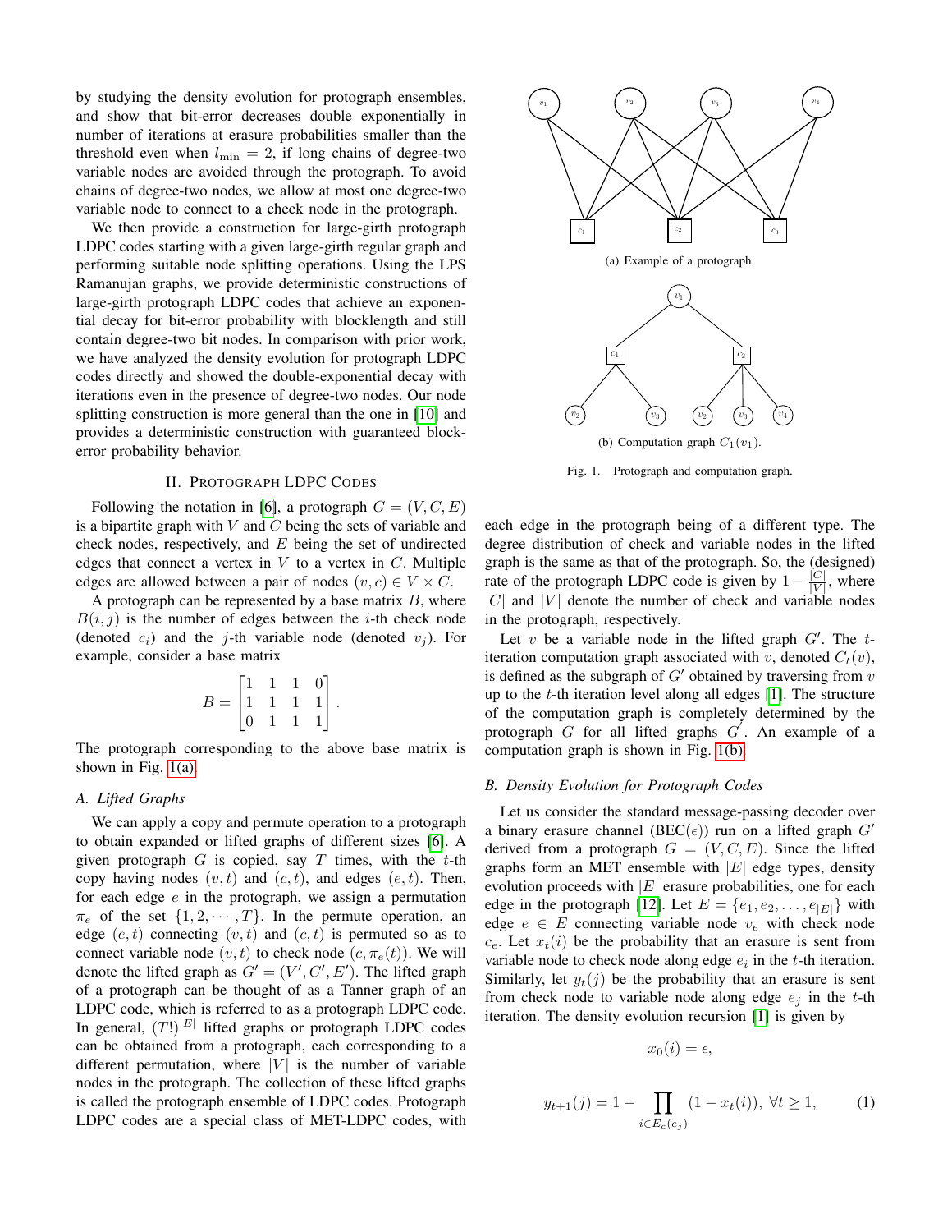by studying the density evolution for protograph ensembles, and show that bit-error decreases double exponentially in number of iterations at erasure probabilities smaller than the threshold even when $l_{\min} = 2$, if long chains of degree-two variable nodes are avoided through the protograph. To avoid chains of degree-two nodes, we allow at most one degree-two variable node to connect to a check node in the protograph.

We then provide a construction for large-girth protograph LDPC codes starting with a given large-girth regular graph and performing suitable node splitting operations. Using the LPS Ramanujan graphs, we provide deterministic constructions of large-girth protograph LDPC codes that achieve an exponential decay for bit-error probability with blocklength and still contain degree-two bit nodes. In comparison with prior work, we have analyzed the density evolution for protograph LDPC codes directly and showed the double-exponential decay with iterations even in the presence of degree-two nodes. Our node splitting construction is more general than the one in [10] and provides a deterministic construction with guaranteed block-error probability behavior.

## II. Protograph LDPC Codes

Following the notation in [6], a protograph $G = (V, C, E)$ is a bipartite graph with $V$ and $C$ being the sets of variable and check nodes, respectively, and $E$ being the set of undirected edges that connect a vertex in $V$ to a vertex in $C$. Multiple edges are allowed between a pair of nodes $(v, c) \in V \times C$.

A protograph can be represented by a base matrix $B$, where $B(i, j)$ is the number of edges between the $i$-th check node (denoted $c_i$) and the $j$-th variable node (denoted $v_j$). For example, consider a base matrix

$$B = \begin{bmatrix} 1 & 1 & 1 & 0 \\ 1 & 1 & 1 & 1 \\ 0 & 1 & 1 & 1 \end{bmatrix}.$$

The protograph corresponding to the above base matrix is shown in Fig. 1(a).

(a) Example of a protograph.

(b) Computation graph $C_1(v_1)$.

Fig. 1. Protograph and computation graph.

### A. Lifted Graphs

We can apply a copy and permute operation to a protograph to obtain expanded or lifted graphs of different sizes [6]. A given protograph $G$ is copied, say $T$ times, with the $t$-th copy having nodes $(v, t)$ and $(c, t)$, and edges $(e, t)$. Then, for each edge $e$ in the protograph, we assign a permutation $\pi_e$ of the set $\{1, 2, \cdots, T\}$. In the permute operation, an edge $(e, t)$ connecting $(v, t)$ and $(c, t)$ is permuted so as to connect variable node $(v, t)$ to check node $(c, \pi_e(t))$. We will denote the lifted graph as $G' = (V', C', E')$. The lifted graph of a protograph can be thought of as a Tanner graph of an LDPC code, which is referred to as a protograph LDPC code. In general, $(T!)^{|E|}$ lifted graphs or protograph LDPC codes can be obtained from a protograph, each corresponding to a different permutation, where $|V|$ is the number of variable nodes in the protograph. The collection of these lifted graphs is called the protograph ensemble of LDPC codes. Protograph LDPC codes are a special class of MET-LDPC codes, with each edge in the protograph being of a different type. The degree distribution of check and variable nodes in the lifted graph is the same as that of the protograph. So, the (designed) rate of the protograph LDPC code is given by $1 - \frac{|C|}{|V|}$, where $|C|$ and $|V|$ denote the number of check and variable nodes in the protograph, respectively.

Let $v$ be a variable node in the lifted graph $G'$. The $t$-iteration computation graph associated with $v$, denoted $C_t(v)$, is defined as the subgraph of $G'$ obtained by traversing from $v$ up to the $t$-th iteration level along all edges [1]. The structure of the computation graph is completely determined by the protograph $G$ for all lifted graphs $G'$. An example of a computation graph is shown in Fig. 1(b).

### B. Density Evolution for Protograph Codes

Let us consider the standard message-passing decoder over a binary erasure channel (BEC($\epsilon$)) run on a lifted graph $G'$ derived from a protograph $G = (V, C, E)$. Since the lifted graphs form an MET ensemble with $|E|$ edge types, density evolution proceeds with $|E|$ erasure probabilities, one for each edge in the protograph [12]. Let $E = \{e_1, e_2, \ldots, e_{|E|}\}$ with edge $e \in E$ connecting variable node $v_e$ with check node $c_e$. Let $x_t(i)$ be the probability that an erasure is sent from variable node to check node along edge $e_i$ in the $t$-th iteration. Similarly, let $y_t(j)$ be the probability that an erasure is sent from check node to variable node along edge $e_j$ in the $t$-th iteration. The density evolution recursion [1] is given by

$$x_0(i) = \epsilon,$$

$$y_{t+1}(j) = 1 - \prod_{i \in E_c(e_j)} (1 - x_t(i)), \ \forall t \geq 1, \qquad (1)$$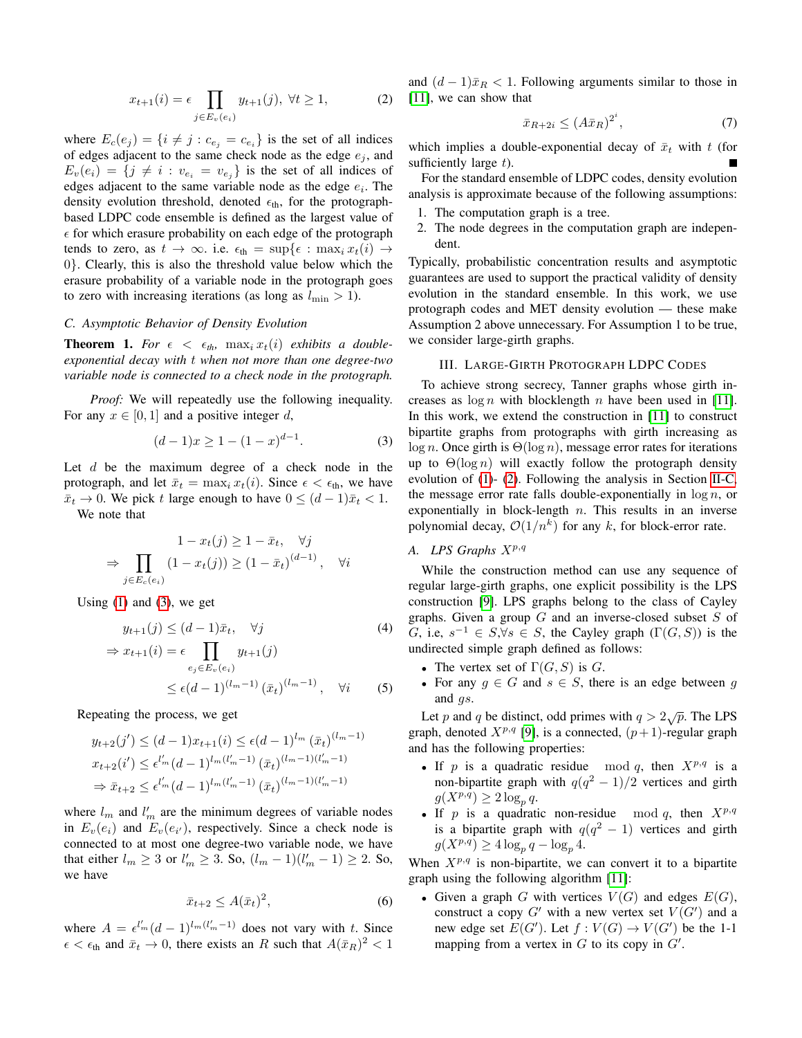$$x_{t+1}(i) = \epsilon \prod_{j \in E_v(e_i)} y_{t+1}(j), \ \forall t \geq 1, \tag{2}$$

where $E_c(e_j) = \{i \neq j : c_{e_j} = c_{e_i}\}$ is the set of all indices of edges adjacent to the same check node as the edge $e_j$, and $E_v(e_i) = \{j \neq i : v_{e_i} = v_{e_j}\}$ is the set of all indices of edges adjacent to the same variable node as the edge $e_i$. The density evolution threshold, denoted $\epsilon_{\text{th}}$, for the protograph-based LDPC code ensemble is defined as the largest value of $\epsilon$ for which erasure probability on each edge of the protograph tends to zero, as $t \to \infty$. i.e. $\epsilon_{\text{th}} = \sup\{\epsilon : \max_i x_t(i) \to 0\}$. Clearly, this is also the threshold value below which the erasure probability of a variable node in the protograph goes to zero with increasing iterations (as long as $l_{\min} > 1$).

### C. Asymptotic Behavior of Density Evolution

**Theorem 1.** *For $\epsilon < \epsilon_{th}$, $\max_i x_t(i)$ exhibits a double-exponential decay with $t$ when not more than one degree-two variable node is connected to a check node in the protograph.*

*Proof:* We will repeatedly use the following inequality. For any $x \in [0,1]$ and a positive integer $d$,

$$(d-1)x \geq 1 - (1-x)^{d-1}. \tag{3}$$

Let $d$ be the maximum degree of a check node in the protograph, and let $\bar{x}_t = \max_i x_t(i)$. Since $\epsilon < \epsilon_{\text{th}}$, we have $\bar{x}_t \to 0$. We pick $t$ large enough to have $0 \leq (d-1)\bar{x}_t < 1$.

We note that

$$1 - x_t(j) \geq 1 - \bar{x}_t, \quad \forall j$$
$$\Rightarrow \prod_{j \in E_c(e_i)} (1 - x_t(j)) \geq (1 - \bar{x}_t)^{(d-1)}, \quad \forall i$$

Using (1) and (3), we get

$$y_{t+1}(j) \leq (d-1)\bar{x}_t, \quad \forall j \tag{4}$$
$$\Rightarrow x_{t+1}(i) = \epsilon \prod_{e_j \in E_v(e_i)} y_{t+1}(j)$$
$$\leq \epsilon (d-1)^{(l_m - 1)} (\bar{x}_t)^{(l_m - 1)}, \quad \forall i \tag{5}$$

Repeating the process, we get

$$y_{t+2}(j') \leq (d-1)x_{t+1}(i) \leq \epsilon (d-1)^{l_m} (\bar{x}_t)^{(l_m-1)}$$
$$x_{t+2}(i') \leq \epsilon^{l'_m} (d-1)^{l_m (l'_m - 1)} (\bar{x}_t)^{(l_m-1)(l'_m-1)}$$
$$\Rightarrow \bar{x}_{t+2} \leq \epsilon^{l'_m} (d-1)^{l_m (l'_m - 1)} (\bar{x}_t)^{(l_m-1)(l'_m-1)}$$

where $l_m$ and $l'_m$ are the minimum degrees of variable nodes in $E_v(e_i)$ and $E_v(e_{i'})$, respectively. Since a check node is connected to at most one degree-two variable node, we have that either $l_m \geq 3$ or $l'_m \geq 3$. So, $(l_m - 1)(l'_m - 1) \geq 2$. So, we have

$$\bar{x}_{t+2} \leq A(\bar{x}_t)^2, \tag{6}$$

where $A = \epsilon^{l'_m}(d-1)^{l_m(l'_m - 1)}$ does not vary with $t$. Since $\epsilon < \epsilon_{\text{th}}$ and $\bar{x}_t \to 0$, there exists an $R$ such that $A(\bar{x}_R)^2 < 1$ and $(d-1)\bar{x}_R < 1$. Following arguments similar to those in [11], we can show that

$$\bar{x}_{R+2i} \leq (A\bar{x}_R)^{2^i}, \tag{7}$$

which implies a double-exponential decay of $\bar{x}_t$ with $t$ (for sufficiently large $t$). ■

For the standard ensemble of LDPC codes, density evolution analysis is approximate because of the following assumptions:

1. The computation graph is a tree.
2. The node degrees in the computation graph are independent.

Typically, probabilistic concentration results and asymptotic guarantees are used to support the practical validity of density evolution in the standard ensemble. In this work, we use protograph codes and MET density evolution — these make Assumption 2 above unnecessary. For Assumption 1 to be true, we consider large-girth graphs.

## III. Large-Girth Protograph LDPC Codes

To achieve strong secrecy, Tanner graphs whose girth increases as $\log n$ with blocklength $n$ have been used in [11]. In this work, we extend the construction in [11] to construct bipartite graphs from protographs with girth increasing as $\log n$. Once girth is $\Theta(\log n)$, message error rates for iterations up to $\Theta(\log n)$ will exactly follow the protograph density evolution of (1)- (2). Following the analysis in Section II-C, the message error rate falls double-exponentially in $\log n$, or exponentially in block-length $n$. This results in an inverse polynomial decay, $\mathcal{O}(1/n^k)$ for any $k$, for block-error rate.

### A. LPS Graphs $X^{p,q}$

While the construction method can use any sequence of regular large-girth graphs, one explicit possibility is the LPS construction [9]. LPS graphs belong to the class of Cayley graphs. Given a group $G$ and an inverse-closed subset $S$ of $G$, i.e, $s^{-1} \in S, \forall s \in S$, the Cayley graph $(\Gamma(G,S))$ is the undirected simple graph defined as follows:

- The vertex set of $\Gamma(G,S)$ is $G$.
- For any $g \in G$ and $s \in S$, there is an edge between $g$ and $gs$.

Let $p$ and $q$ be distinct, odd primes with $q > 2\sqrt{p}$. The LPS graph, denoted $X^{p,q}$ [9], is a connected, $(p+1)$-regular graph and has the following properties:

- If $p$ is a quadratic residue $\mod q$, then $X^{p,q}$ is a non-bipartite graph with $q(q^2-1)/2$ vertices and girth $g(X^{p,q}) \geq 2\log_p q$.
- If $p$ is a quadratic non-residue $\mod q$, then $X^{p,q}$ is a bipartite graph with $q(q^2-1)$ vertices and girth $g(X^{p,q}) \geq 4\log_p q - \log_p 4$.

When $X^{p,q}$ is non-bipartite, we can convert it to a bipartite graph using the following algorithm [11]:

- Given a graph $G$ with vertices $V(G)$ and edges $E(G)$, construct a copy $G'$ with a new vertex set $V(G')$ and a new edge set $E(G')$. Let $f : V(G) \to V(G')$ be the 1-1 mapping from a vertex in $G$ to its copy in $G'$.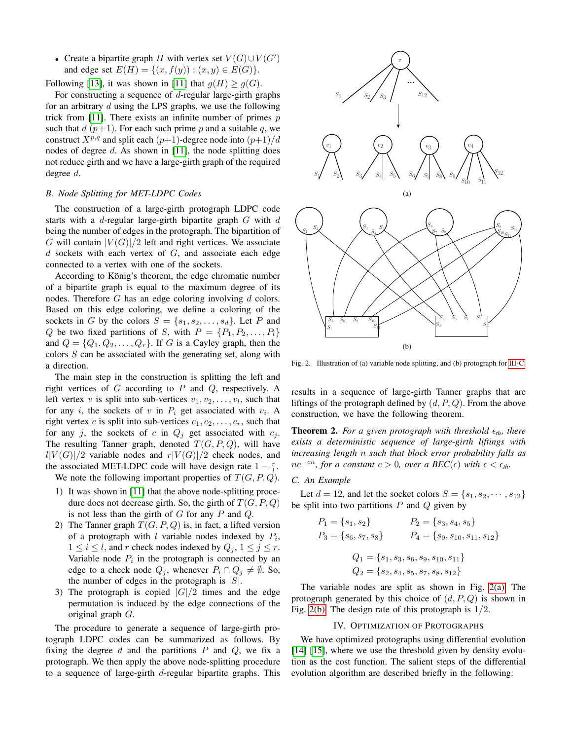- Create a bipartite graph $H$ with vertex set $V(G) \cup V(G')$ and edge set $E(H) = \{(x, f(y)) : (x, y) \in E(G)\}$.

Following [13], it was shown in [11] that $g(H) \geq g(G)$.

For constructing a sequence of $d$-regular large-girth graphs for an arbitrary $d$ using the LPS graphs, we use the following trick from [11]. There exists an infinite number of primes $p$ such that $d|(p+1)$. For each such prime $p$ and a suitable $q$, we construct $X^{p,q}$ and split each $(p+1)$-degree node into $(p+1)/d$ nodes of degree $d$. As shown in [11], the node splitting does not reduce girth and we have a large-girth graph of the required degree $d$.

### B. Node Splitting for MET-LDPC Codes

The construction of a large-girth protograph LDPC code starts with a $d$-regular large-girth bipartite graph $G$ with $d$ being the number of edges in the protograph. The bipartition of $G$ will contain $|V(G)|/2$ left and right vertices. We associate $d$ sockets with each vertex of $G$, and associate each edge connected to a vertex with one of the sockets.

According to König's theorem, the edge chromatic number of a bipartite graph is equal to the maximum degree of its nodes. Therefore $G$ has an edge coloring involving $d$ colors. Based on this edge coloring, we define a coloring of the sockets in $G$ by the colors $S = \{s_1, s_2, \ldots, s_d\}$. Let $P$ and $Q$ be two fixed partitions of $S$, with $P = \{P_1, P_2, \ldots, P_l\}$ and $Q = \{Q_1, Q_2, \ldots, Q_r\}$. If $G$ is a Cayley graph, then the colors $S$ can be associated with the generating set, along with a direction.

The main step in the construction is splitting the left and right vertices of $G$ according to $P$ and $Q$, respectively. A left vertex $v$ is split into sub-vertices $v_1, v_2, \ldots, v_l$, such that for any $i$, the sockets of $v$ in $P_i$ get associated with $v_i$. A right vertex $c$ is split into sub-vertices $c_1, c_2, \ldots, c_r$, such that for any $j$, the sockets of $c$ in $Q_j$ get associated with $c_j$. The resulting Tanner graph, denoted $T(G, P, Q)$, will have $l|V(G)|/2$ variable nodes and $r|V(G)|/2$ check nodes, and the associated MET-LDPC code will have design rate $1 - \frac{r}{l}$.

We note the following important properties of $T(G, P, Q)$.

1) It was shown in [11] that the above node-splitting procedure does not decrease girth. So, the girth of $T(G, P, Q)$ is not less than the girth of $G$ for any $P$ and $Q$.
2) The Tanner graph $T(G, P, Q)$ is, in fact, a lifted version of a protograph with $l$ variable nodes indexed by $P_i$, $1 \leq i \leq l$, and $r$ check nodes indexed by $Q_j$, $1 \leq j \leq r$. Variable node $P_i$ in the protograph is connected by an edge to a check node $Q_j$, whenever $P_i \cap Q_j \neq \emptyset$. So, the number of edges in the protograph is $|S|$.
3) The protograph is copied $|G|/2$ times and the edge permutation is induced by the edge connections of the original graph $G$.

The procedure to generate a sequence of large-girth protograph LDPC codes can be summarized as follows. By fixing the degree $d$ and the partitions $P$ and $Q$, we fix a protograph. We then apply the above node-splitting procedure to a sequence of large-girth $d$-regular bipartite graphs. This results in a sequence of large-girth Tanner graphs that are liftings of the protograph defined by $(d, P, Q)$. From the above construction, we have the following theorem.

**Theorem 2.** *For a given protograph with threshold $\epsilon_{th}$, there exists a deterministic sequence of large-girth liftings with increasing length $n$ such that block error probability falls as $ne^{-cn}$, for a constant $c > 0$, over a BEC($\epsilon$) with $\epsilon < \epsilon_{th}$.*

Fig. 2. Illustration of (a) variable node splitting, and (b) protograph for III-C

### C. An Example

Let $d = 12$, and let the socket colors $S = \{s_1, s_2, \cdots, s_{12}\}$ be split into two partitions $P$ and $Q$ given by

$$P_1 = \{s_1, s_2\} \qquad P_2 = \{s_3, s_4, s_5\}$$
$$P_3 = \{s_6, s_7, s_8\} \qquad P_4 = \{s_9, s_{10}, s_{11}, s_{12}\}$$

$$Q_1 = \{s_1, s_3, s_6, s_9, s_{10}, s_{11}\}$$
$$Q_2 = \{s_2, s_4, s_5, s_7, s_8, s_{12}\}$$

The variable nodes are split as shown in Fig. 2(a). The protograph generated by this choice of $(d, P, Q)$ is shown in Fig. 2(b). The design rate of this protograph is $1/2$.

## IV. Optimization of Protographs

We have optimized protographs using differential evolution [14] [15], where we use the threshold given by density evolution as the cost function. The salient steps of the differential evolution algorithm are described briefly in the following: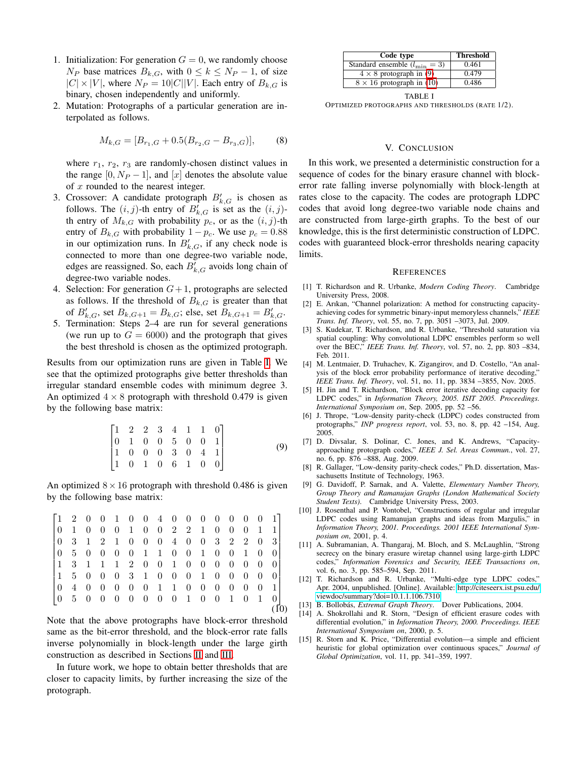1. Initialization: For generation $G = 0$, we randomly choose $N_P$ base matrices $B_{k,G}$, with $0 \le k \le N_P - 1$, of size $|C| \times |V|$, where $N_P = 10|C||V|$. Each entry of $B_{k,G}$ is binary, chosen independently and uniformly.
2. Mutation: Protographs of a particular generation are interpolated as follows.

$$M_{k,G} = [B_{r_1,G} + 0.5(B_{r_2,G} - B_{r_3,G})], \qquad (8)$$

   where $r_1$, $r_2$, $r_3$ are randomly-chosen distinct values in the range $[0, N_P - 1]$, and $[x]$ denotes the absolute value of $x$ rounded to the nearest integer.
3. Crossover: A candidate protograph $B'_{k,G}$ is chosen as follows. The $(i,j)$-th entry of $B'_{k,G}$ is set as the $(i,j)$-th entry of $M_{k,G}$ with probability $p_c$, or as the $(i,j)$-th entry of $B_{k,G}$ with probability $1 - p_c$. We use $p_c = 0.88$ in our optimization runs. In $B'_{k,G}$, if any check node is connected to more than one degree-two variable node, edges are reassigned. So, each $B'_{k,G}$ avoids long chain of degree-two variable nodes.
4. Selection: For generation $G+1$, protographs are selected as follows. If the threshold of $B_{k,G}$ is greater than that of $B'_{k,G}$, set $B_{k,G+1} = B_{k,G}$; else, set $B_{k,G+1} = B'_{k,G}$.
5. Termination: Steps 2–4 are run for several generations (we run up to $G = 6000$) and the protograph that gives the best threshold is chosen as the optimized protograph.

Results from our optimization runs are given in Table I. We see that the optimized protographs give better thresholds than irregular standard ensemble codes with minimum degree 3. An optimized $4 \times 8$ protograph with threshold 0.479 is given by the following base matrix:

$$\begin{bmatrix} 1 & 2 & 2 & 3 & 4 & 1 & 1 & 0 \\ 0 & 1 & 0 & 0 & 5 & 0 & 0 & 1 \\ 1 & 0 & 0 & 0 & 3 & 0 & 4 & 1 \\ 1 & 0 & 1 & 0 & 6 & 1 & 0 & 0 \end{bmatrix} \qquad (9)$$

An optimized $8 \times 16$ protograph with threshold 0.486 is given by the following base matrix:

$$\begin{bmatrix} 1 & 2 & 0 & 0 & 1 & 0 & 0 & 4 & 0 & 0 & 0 & 0 & 0 & 0 & 0 & 1 \\ 0 & 1 & 0 & 0 & 0 & 1 & 0 & 0 & 2 & 2 & 1 & 0 & 0 & 0 & 1 & 1 \\ 0 & 3 & 1 & 2 & 1 & 0 & 0 & 0 & 4 & 0 & 0 & 3 & 2 & 2 & 0 & 3 \\ 0 & 5 & 0 & 0 & 0 & 0 & 1 & 1 & 0 & 0 & 1 & 0 & 0 & 1 & 0 & 0 \\ 1 & 3 & 1 & 1 & 1 & 2 & 0 & 0 & 1 & 0 & 0 & 0 & 0 & 0 & 0 & 0 \\ 1 & 5 & 0 & 0 & 0 & 3 & 1 & 0 & 0 & 0 & 1 & 0 & 0 & 0 & 0 & 0 \\ 0 & 4 & 0 & 0 & 0 & 0 & 0 & 1 & 1 & 0 & 0 & 0 & 0 & 0 & 0 & 1 \\ 0 & 5 & 0 & 0 & 0 & 0 & 0 & 0 & 0 & 1 & 0 & 0 & 1 & 0 & 1 & 0 \end{bmatrix} \qquad (10)$$

Note that the above protographs have block-error threshold same as the bit-error threshold, and the block-error rate falls inverse polynomially in block-length under the large girth construction as described in Sections II and III.

In future work, we hope to obtain better thresholds that are closer to capacity limits, by further increasing the size of the protograph.

| Code type | Threshold |
|---|---|
| Standard ensemble ($l_{\min} = 3$) | 0.461 |
| $4 \times 8$ protograph in (9) | 0.479 |
| $8 \times 16$ protograph in (10) | 0.486 |

TABLE I

OPTIMIZED PROTOGRAPHS AND THRESHOLDS (RATE 1/2).

## V. CONCLUSION

In this work, we presented a deterministic construction for a sequence of codes for the binary erasure channel with block-error rate falling inverse polynomially with block-length at rates close to the capacity. The codes are protograph LDPC codes that avoid long degree-two variable node chains and are constructed from large-girth graphs. To the best of our knowledge, this is the first deterministic construction of LDPC. codes with guaranteed block-error thresholds nearing capacity limits.

## REFERENCES

[1] T. Richardson and R. Urbanke, *Modern Coding Theory*. Cambridge University Press, 2008.

[2] E. Arıkan, "Channel polarization: A method for constructing capacity-achieving codes for symmetric binary-input memoryless channels," *IEEE Trans. Inf. Theory*, vol. 55, no. 7, pp. 3051 –3073, Jul. 2009.

[3] S. Kudekar, T. Richardson, and R. Urbanke, "Threshold saturation via spatial coupling: Why convolutional LDPC ensembles perform so well over the BEC," *IEEE Trans. Inf. Theory*, vol. 57, no. 2, pp. 803 –834, Feb. 2011.

[4] M. Lentmaier, D. Truhachev, K. Zigangirov, and D. Costello, "An analysis of the block error probability performance of iterative decoding," *IEEE Trans. Inf. Theory*, vol. 51, no. 11, pp. 3834 –3855, Nov. 2005.

[5] H. Jin and T. Richardson, "Block error iterative decoding capacity for LDPC codes," in *Information Theory, 2005. ISIT 2005. Proceedings. International Symposium on*, Sep. 2005, pp. 52 –56.

[6] J. Thrope, "Low-density parity-check (LDPC) codes constructed from protographs," *INP progress report*, vol. 53, no. 8, pp. 42 –154, Aug. 2005.

[7] D. Divsalar, S. Dolinar, C. Jones, and K. Andrews, "Capacity-approaching protograph codes," *IEEE J. Sel. Areas Commun.*, vol. 27, no. 6, pp. 876 –888, Aug. 2009.

[8] R. Gallager, "Low-density parity-check codes," Ph.D. dissertation, Massachusetts Institute of Technology, 1963.

[9] G. Davidoff, P. Sarnak, and A. Valette, *Elementary Number Theory, Group Theory and Ramanujan Graphs (London Mathematical Society Student Texts)*. Cambridge University Press, 2003.

[10] J. Rosenthal and P. Vontobel, "Constructions of regular and irregular LDPC codes using Ramanujan graphs and ideas from Margulis," in *Information Theory, 2001. Proceedings. 2001 IEEE International Symposium on*, 2001, p. 4.

[11] A. Subramanian, A. Thangaraj, M. Bloch, and S. McLaughlin, "Strong secrecy on the binary erasure wiretap channel using large-girth LDPC codes," *Information Forensics and Security, IEEE Transactions on*, vol. 6, no. 3, pp. 585–594, Sep. 2011.

[12] T. Richardson and R. Urbanke, "Multi-edge type LDPC codes," Apr. 2004, unpublished. [Online]. Available: http://citeseerx.ist.psu.edu/viewdoc/summary?doi=10.1.1.106.7310

[13] B. Bollobás, *Extremal Graph Theory*. Dover Publications, 2004.

[14] A. Shokrollahi and R. Storn, "Design of efficient erasure codes with differential evolution," in *Information Theory, 2000. Proceedings. IEEE International Symposium on*, 2000, p. 5.

[15] R. Storn and K. Price, "Differential evolution—a simple and efficient heuristic for global optimization over continuous spaces," *Journal of Global Optimization*, vol. 11, pp. 341–359, 1997.